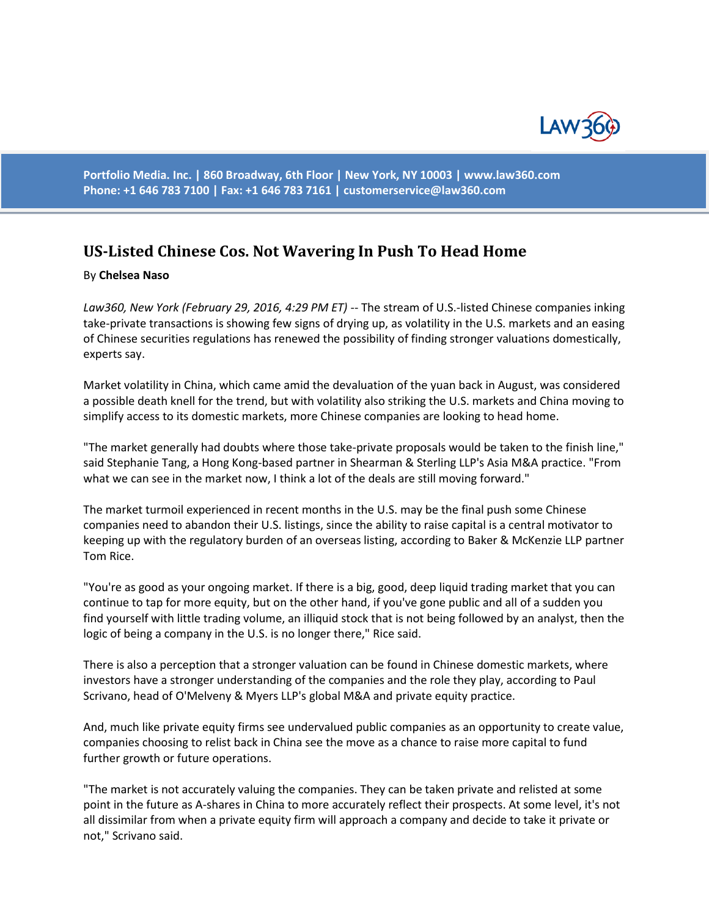Portfolio Media. Inc. | 860 Broadway, 6th Floor | New York, NY 10003 | www.law360.com
Phone: +1 646 783 7100 | Fax: +1 646 783 7161 | customerservice@law360.com

# US-Listed Chinese Cos. Not Wavering In Push To Head Home

By **Chelsea Naso**

*Law360, New York (February 29, 2016, 4:29 PM ET)* -- The stream of U.S.-listed Chinese companies inking take-private transactions is showing few signs of drying up, as volatility in the U.S. markets and an easing of Chinese securities regulations has renewed the possibility of finding stronger valuations domestically, experts say.

Market volatility in China, which came amid the devaluation of the yuan back in August, was considered a possible death knell for the trend, but with volatility also striking the U.S. markets and China moving to simplify access to its domestic markets, more Chinese companies are looking to head home.

"The market generally had doubts where those take-private proposals would be taken to the finish line," said Stephanie Tang, a Hong Kong-based partner in Shearman & Sterling LLP's Asia M&A practice. "From what we can see in the market now, I think a lot of the deals are still moving forward."

The market turmoil experienced in recent months in the U.S. may be the final push some Chinese companies need to abandon their U.S. listings, since the ability to raise capital is a central motivator to keeping up with the regulatory burden of an overseas listing, according to Baker & McKenzie LLP partner Tom Rice.

"You're as good as your ongoing market. If there is a big, good, deep liquid trading market that you can continue to tap for more equity, but on the other hand, if you've gone public and all of a sudden you find yourself with little trading volume, an illiquid stock that is not being followed by an analyst, then the logic of being a company in the U.S. is no longer there," Rice said.

There is also a perception that a stronger valuation can be found in Chinese domestic markets, where investors have a stronger understanding of the companies and the role they play, according to Paul Scrivano, head of O'Melveny & Myers LLP's global M&A and private equity practice.

And, much like private equity firms see undervalued public companies as an opportunity to create value, companies choosing to relist back in China see the move as a chance to raise more capital to fund further growth or future operations.

"The market is not accurately valuing the companies. They can be taken private and relisted at some point in the future as A-shares in China to more accurately reflect their prospects. At some level, it's not all dissimilar from when a private equity firm will approach a company and decide to take it private or not," Scrivano said.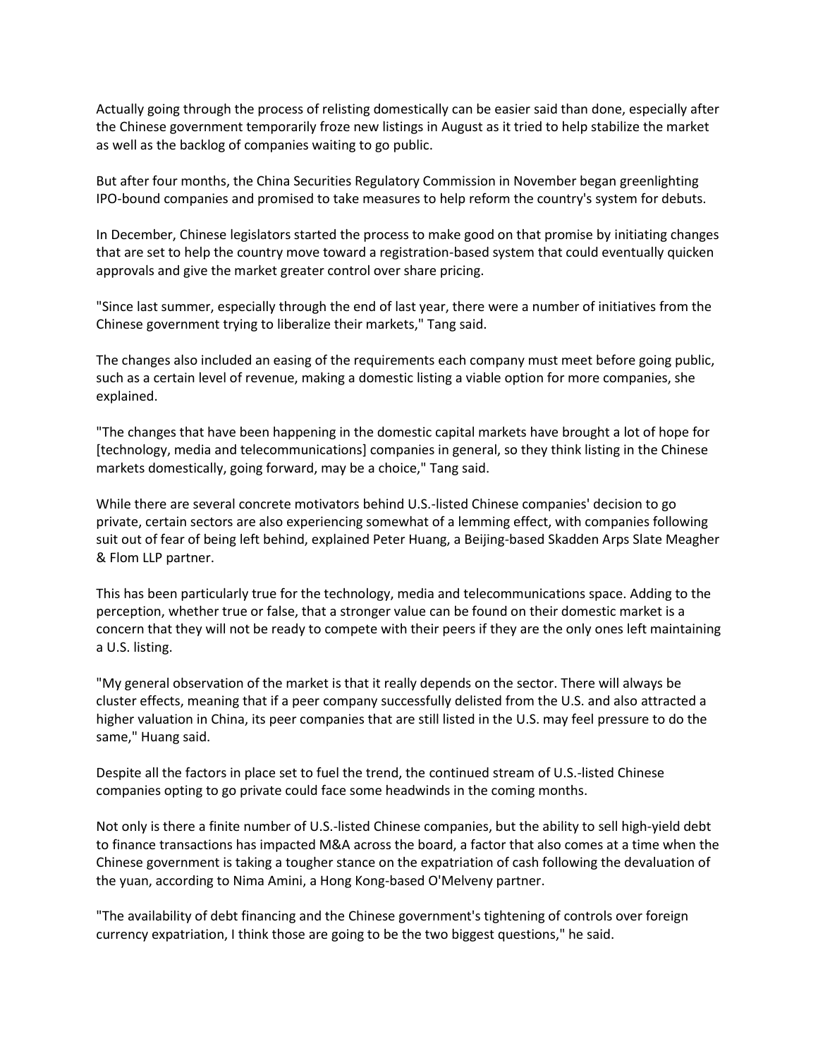Actually going through the process of relisting domestically can be easier said than done, especially after the Chinese government temporarily froze new listings in August as it tried to help stabilize the market as well as the backlog of companies waiting to go public.

But after four months, the China Securities Regulatory Commission in November began greenlighting IPO-bound companies and promised to take measures to help reform the country's system for debuts.

In December, Chinese legislators started the process to make good on that promise by initiating changes that are set to help the country move toward a registration-based system that could eventually quicken approvals and give the market greater control over share pricing.

"Since last summer, especially through the end of last year, there were a number of initiatives from the Chinese government trying to liberalize their markets," Tang said.

The changes also included an easing of the requirements each company must meet before going public, such as a certain level of revenue, making a domestic listing a viable option for more companies, she explained.

"The changes that have been happening in the domestic capital markets have brought a lot of hope for [technology, media and telecommunications] companies in general, so they think listing in the Chinese markets domestically, going forward, may be a choice," Tang said.

While there are several concrete motivators behind U.S.-listed Chinese companies' decision to go private, certain sectors are also experiencing somewhat of a lemming effect, with companies following suit out of fear of being left behind, explained Peter Huang, a Beijing-based Skadden Arps Slate Meagher & Flom LLP partner.

This has been particularly true for the technology, media and telecommunications space. Adding to the perception, whether true or false, that a stronger value can be found on their domestic market is a concern that they will not be ready to compete with their peers if they are the only ones left maintaining a U.S. listing.

"My general observation of the market is that it really depends on the sector. There will always be cluster effects, meaning that if a peer company successfully delisted from the U.S. and also attracted a higher valuation in China, its peer companies that are still listed in the U.S. may feel pressure to do the same," Huang said.

Despite all the factors in place set to fuel the trend, the continued stream of U.S.-listed Chinese companies opting to go private could face some headwinds in the coming months.

Not only is there a finite number of U.S.-listed Chinese companies, but the ability to sell high-yield debt to finance transactions has impacted M&A across the board, a factor that also comes at a time when the Chinese government is taking a tougher stance on the expatriation of cash following the devaluation of the yuan, according to Nima Amini, a Hong Kong-based O'Melveny partner.

"The availability of debt financing and the Chinese government's tightening of controls over foreign currency expatriation, I think those are going to be the two biggest questions," he said.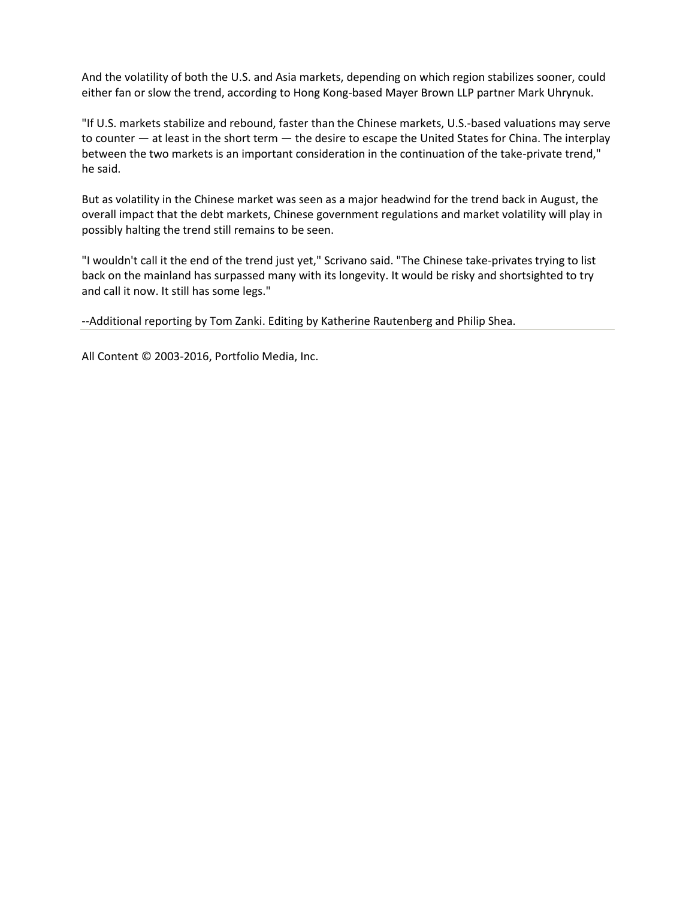And the volatility of both the U.S. and Asia markets, depending on which region stabilizes sooner, could either fan or slow the trend, according to Hong Kong-based Mayer Brown LLP partner Mark Uhrynuk.

"If U.S. markets stabilize and rebound, faster than the Chinese markets, U.S.-based valuations may serve to counter — at least in the short term — the desire to escape the United States for China. The interplay between the two markets is an important consideration in the continuation of the take-private trend," he said.

But as volatility in the Chinese market was seen as a major headwind for the trend back in August, the overall impact that the debt markets, Chinese government regulations and market volatility will play in possibly halting the trend still remains to be seen.

"I wouldn't call it the end of the trend just yet," Scrivano said. "The Chinese take-privates trying to list back on the mainland has surpassed many with its longevity. It would be risky and shortsighted to try and call it now. It still has some legs."

--Additional reporting by Tom Zanki. Editing by Katherine Rautenberg and Philip Shea.

All Content © 2003-2016, Portfolio Media, Inc.